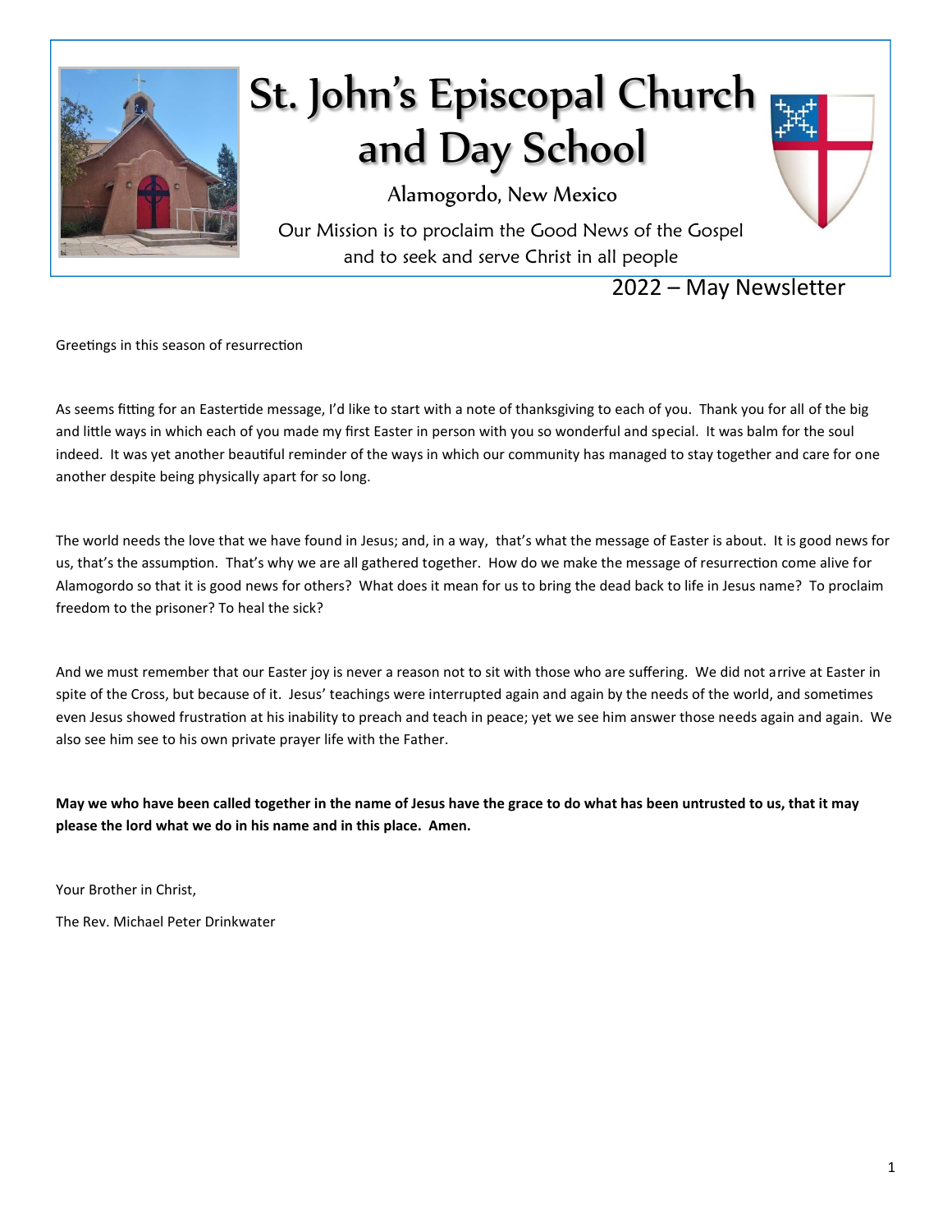# St. John's Episcopal Church and Day School

Alamogordo, New Mexico

Our Mission is to proclaim the Good News of the Gospel and to seek and serve Christ in all people

2022 – May Newsletter

Greetings in this season of resurrection

As seems fitting for an Eastertide message, I'd like to start with a note of thanksgiving to each of you. Thank you for all of the big and little ways in which each of you made my first Easter in person with you so wonderful and special. It was balm for the soul indeed. It was yet another beautiful reminder of the ways in which our community has managed to stay together and care for one another despite being physically apart for so long.

The world needs the love that we have found in Jesus; and, in a way, that's what the message of Easter is about. It is good news for us, that's the assumption. That's why we are all gathered together. How do we make the message of resurrection come alive for Alamogordo so that it is good news for others? What does it mean for us to bring the dead back to life in Jesus name? To proclaim freedom to the prisoner? To heal the sick?

And we must remember that our Easter joy is never a reason not to sit with those who are suffering. We did not arrive at Easter in spite of the Cross, but because of it. Jesus' teachings were interrupted again and again by the needs of the world, and sometimes even Jesus showed frustration at his inability to preach and teach in peace; yet we see him answer those needs again and again. We also see him see to his own private prayer life with the Father.

**May we who have been called together in the name of Jesus have the grace to do what has been untrusted to us, that it may please the lord what we do in his name and in this place. Amen.**

Your Brother in Christ,

The Rev. Michael Peter Drinkwater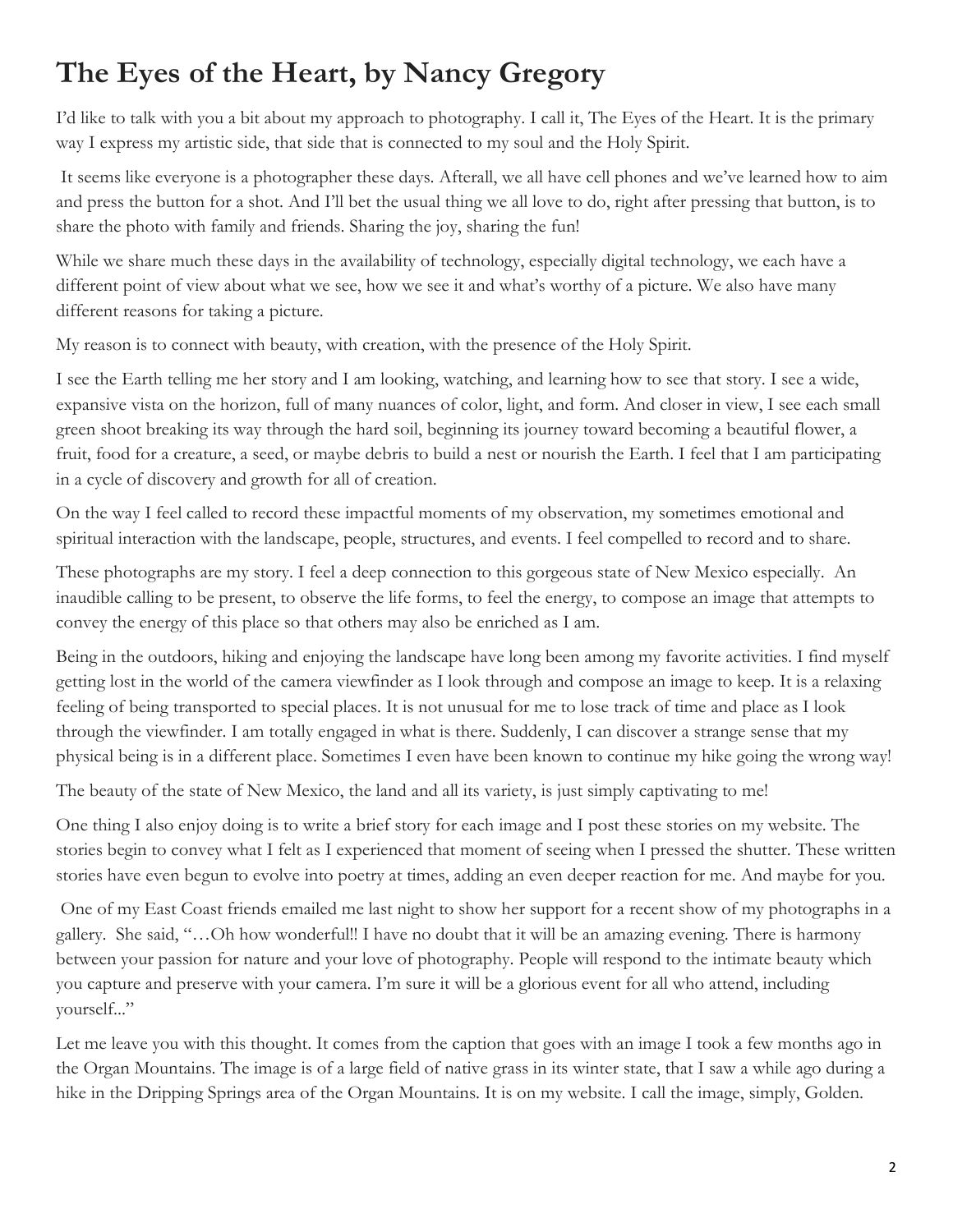# The Eyes of the Heart, by Nancy Gregory

I'd like to talk with you a bit about my approach to photography. I call it, The Eyes of the Heart. It is the primary way I express my artistic side, that side that is connected to my soul and the Holy Spirit.

It seems like everyone is a photographer these days. Afterall, we all have cell phones and we've learned how to aim and press the button for a shot. And I'll bet the usual thing we all love to do, right after pressing that button, is to share the photo with family and friends. Sharing the joy, sharing the fun!

While we share much these days in the availability of technology, especially digital technology, we each have a different point of view about what we see, how we see it and what's worthy of a picture. We also have many different reasons for taking a picture.

My reason is to connect with beauty, with creation, with the presence of the Holy Spirit.

I see the Earth telling me her story and I am looking, watching, and learning how to see that story. I see a wide, expansive vista on the horizon, full of many nuances of color, light, and form. And closer in view, I see each small green shoot breaking its way through the hard soil, beginning its journey toward becoming a beautiful flower, a fruit, food for a creature, a seed, or maybe debris to build a nest or nourish the Earth. I feel that I am participating in a cycle of discovery and growth for all of creation.

On the way I feel called to record these impactful moments of my observation, my sometimes emotional and spiritual interaction with the landscape, people, structures, and events. I feel compelled to record and to share.

These photographs are my story. I feel a deep connection to this gorgeous state of New Mexico especially. An inaudible calling to be present, to observe the life forms, to feel the energy, to compose an image that attempts to convey the energy of this place so that others may also be enriched as I am.

Being in the outdoors, hiking and enjoying the landscape have long been among my favorite activities. I find myself getting lost in the world of the camera viewfinder as I look through and compose an image to keep. It is a relaxing feeling of being transported to special places. It is not unusual for me to lose track of time and place as I look through the viewfinder. I am totally engaged in what is there. Suddenly, I can discover a strange sense that my physical being is in a different place. Sometimes I even have been known to continue my hike going the wrong way!

The beauty of the state of New Mexico, the land and all its variety, is just simply captivating to me!

One thing I also enjoy doing is to write a brief story for each image and I post these stories on my website. The stories begin to convey what I felt as I experienced that moment of seeing when I pressed the shutter. These written stories have even begun to evolve into poetry at times, adding an even deeper reaction for me. And maybe for you.

One of my East Coast friends emailed me last night to show her support for a recent show of my photographs in a gallery. She said, "…Oh how wonderful!! I have no doubt that it will be an amazing evening. There is harmony between your passion for nature and your love of photography. People will respond to the intimate beauty which you capture and preserve with your camera. I'm sure it will be a glorious event for all who attend, including yourself..."

Let me leave you with this thought. It comes from the caption that goes with an image I took a few months ago in the Organ Mountains. The image is of a large field of native grass in its winter state, that I saw a while ago during a hike in the Dripping Springs area of the Organ Mountains. It is on my website. I call the image, simply, Golden.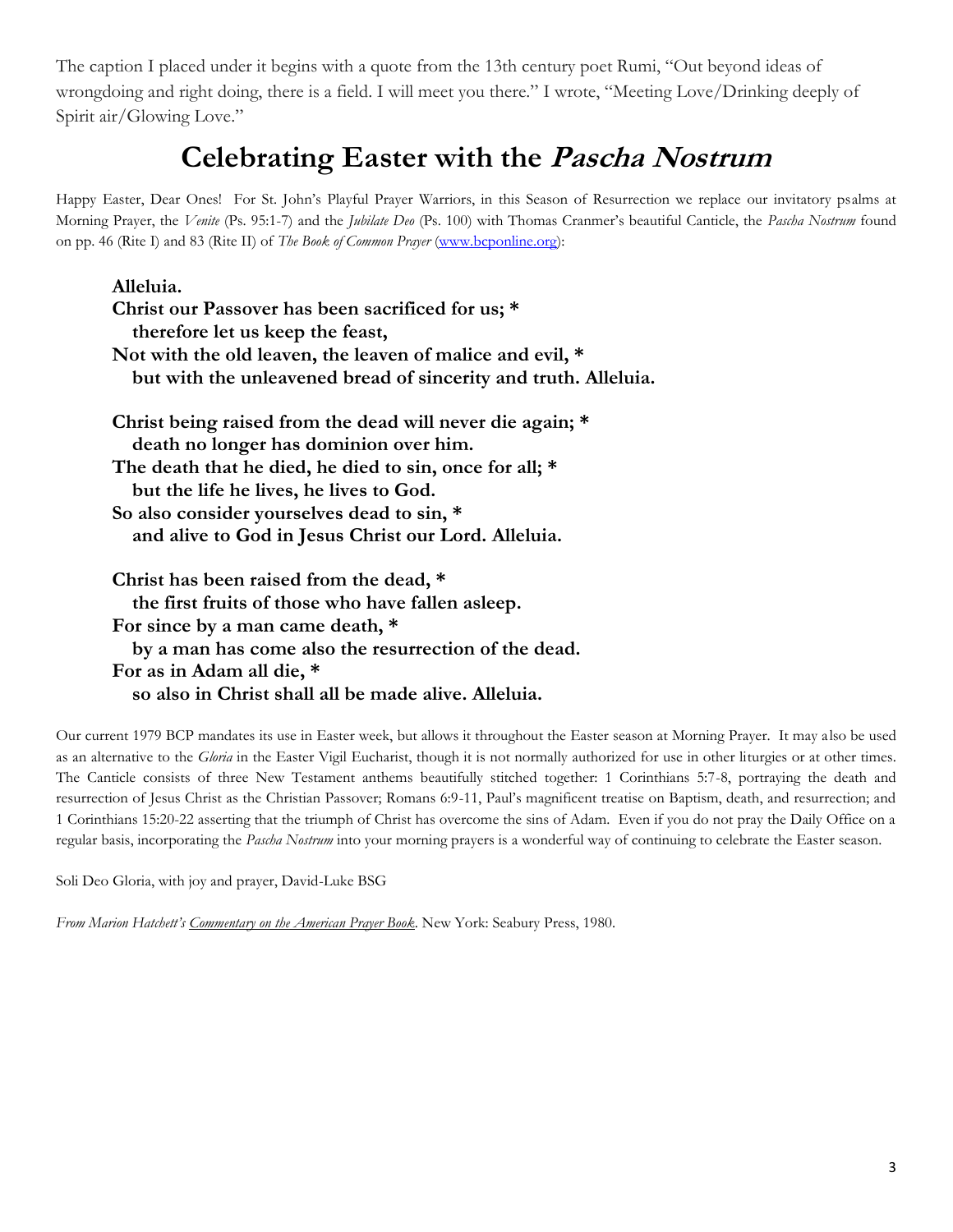The caption I placed under it begins with a quote from the 13th century poet Rumi, "Out beyond ideas of wrongdoing and right doing, there is a field. I will meet you there." I wrote, "Meeting Love/Drinking deeply of Spirit air/Glowing Love."

# Celebrating Easter with the *Pascha Nostrum*

Happy Easter, Dear Ones! For St. John's Playful Prayer Warriors, in this Season of Resurrection we replace our invitatory psalms at Morning Prayer, the *Venite* (Ps. 95:1-7) and the *Jubilate Deo* (Ps. 100) with Thomas Cranmer's beautiful Canticle, the *Pascha Nostrum* found on pp. 46 (Rite I) and 83 (Rite II) of *The Book of Common Prayer* (www.bcponline.org):

**Alleluia.**
**Christ our Passover has been sacrificed for us; \***
**therefore let us keep the feast,**
**Not with the old leaven, the leaven of malice and evil, \***
**but with the unleavened bread of sincerity and truth. Alleluia.**

**Christ being raised from the dead will never die again; \***
**death no longer has dominion over him.**
**The death that he died, he died to sin, once for all; \***
**but the life he lives, he lives to God.**
**So also consider yourselves dead to sin, \***
**and alive to God in Jesus Christ our Lord. Alleluia.**

**Christ has been raised from the dead, \***
**the first fruits of those who have fallen asleep.**
**For since by a man came death, \***
**by a man has come also the resurrection of the dead.**
**For as in Adam all die, \***
**so also in Christ shall all be made alive. Alleluia.**

Our current 1979 BCP mandates its use in Easter week, but allows it throughout the Easter season at Morning Prayer. It may also be used as an alternative to the *Gloria* in the Easter Vigil Eucharist, though it is not normally authorized for use in other liturgies or at other times. The Canticle consists of three New Testament anthems beautifully stitched together: 1 Corinthians 5:7-8, portraying the death and resurrection of Jesus Christ as the Christian Passover; Romans 6:9-11, Paul's magnificent treatise on Baptism, death, and resurrection; and 1 Corinthians 15:20-22 asserting that the triumph of Christ has overcome the sins of Adam. Even if you do not pray the Daily Office on a regular basis, incorporating the *Pascha Nostrum* into your morning prayers is a wonderful way of continuing to celebrate the Easter season.

Soli Deo Gloria, with joy and prayer, David-Luke BSG

*From Marion Hatchett's Commentary on the American Prayer Book*. New York: Seabury Press, 1980.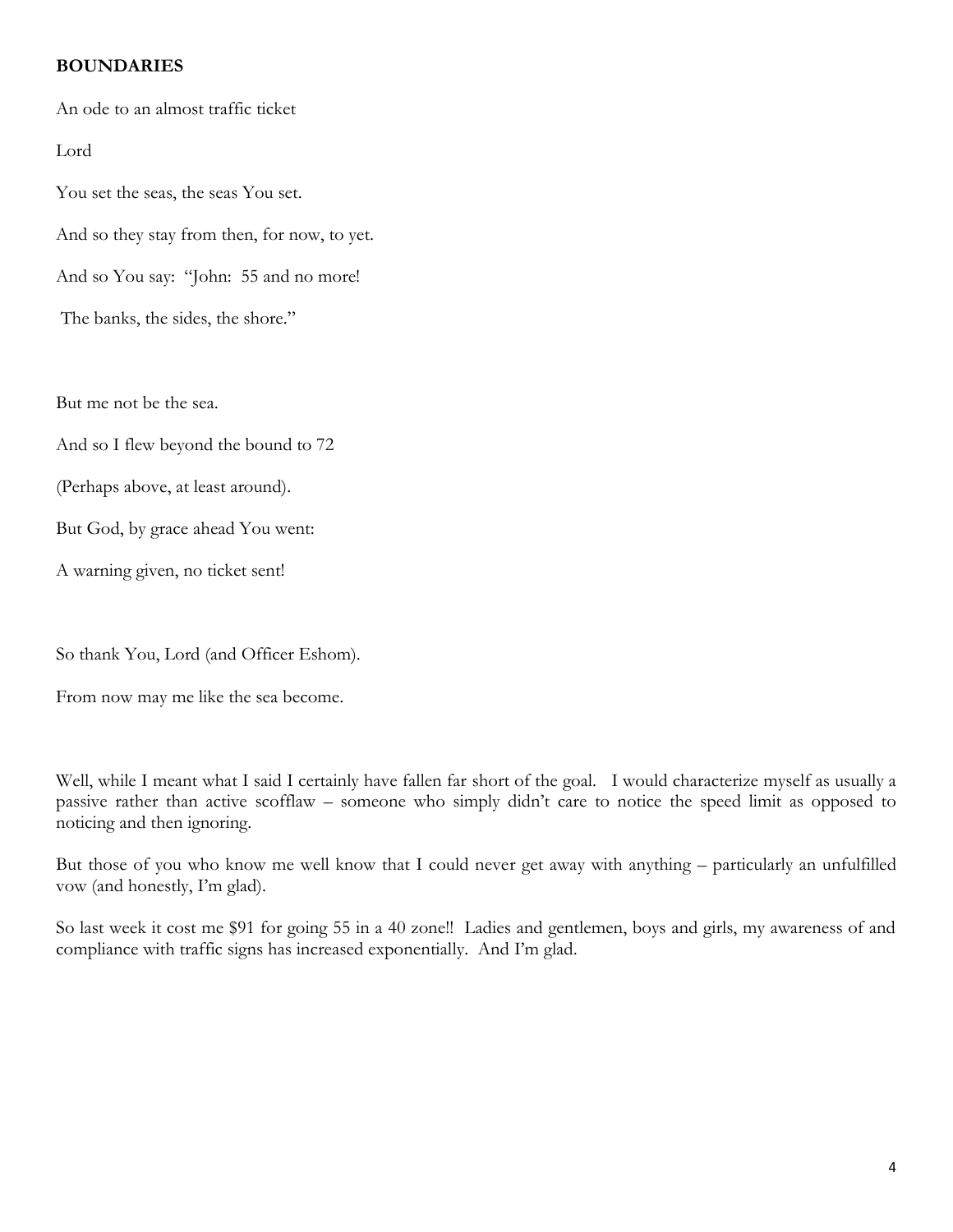**BOUNDARIES**

An ode to an almost traffic ticket

Lord

You set the seas, the seas You set.

And so they stay from then, for now, to yet.

And so You say: "John: 55 and no more!

The banks, the sides, the shore."

But me not be the sea.

And so I flew beyond the bound to 72

(Perhaps above, at least around).

But God, by grace ahead You went:

A warning given, no ticket sent!

So thank You, Lord (and Officer Eshom).

From now may me like the sea become.

Well, while I meant what I said I certainly have fallen far short of the goal. I would characterize myself as usually a passive rather than active scofflaw – someone who simply didn't care to notice the speed limit as opposed to noticing and then ignoring.

But those of you who know me well know that I could never get away with anything – particularly an unfulfilled vow (and honestly, I'm glad).

So last week it cost me $91 for going 55 in a 40 zone!! Ladies and gentlemen, boys and girls, my awareness of and compliance with traffic signs has increased exponentially. And I'm glad.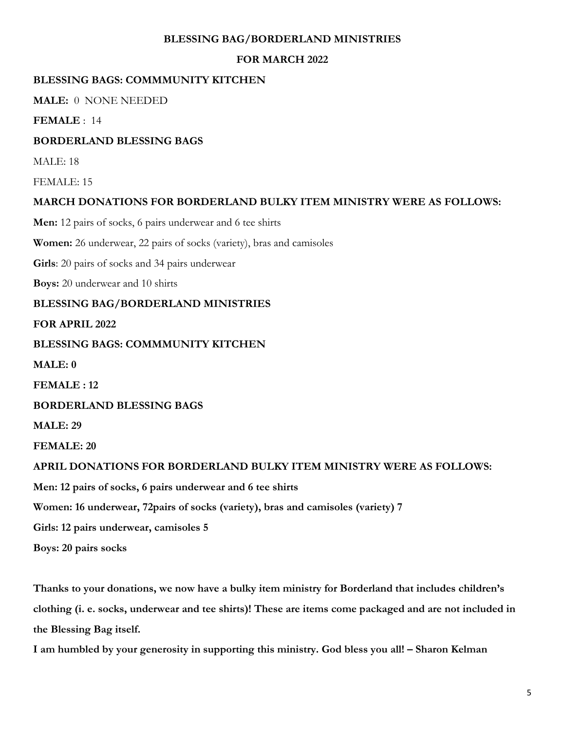**BLESSING BAG/BORDERLAND MINISTRIES**

**FOR MARCH 2022**

**BLESSING BAGS: COMMMUNITY KITCHEN**

**MALE:** 0 NONE NEEDED

**FEMALE** : 14

**BORDERLAND BLESSING BAGS**

MALE: 18

FEMALE: 15

**MARCH DONATIONS FOR BORDERLAND BULKY ITEM MINISTRY WERE AS FOLLOWS:**

**Men:** 12 pairs of socks, 6 pairs underwear and 6 tee shirts

**Women:** 26 underwear, 22 pairs of socks (variety), bras and camisoles

**Girls**: 20 pairs of socks and 34 pairs underwear

**Boys:** 20 underwear and 10 shirts

**BLESSING BAG/BORDERLAND MINISTRIES**

**FOR APRIL 2022**

**BLESSING BAGS: COMMMUNITY KITCHEN**

**MALE: 0**

**FEMALE : 12**

**BORDERLAND BLESSING BAGS**

**MALE: 29**

**FEMALE: 20**

**APRIL DONATIONS FOR BORDERLAND BULKY ITEM MINISTRY WERE AS FOLLOWS:**

**Men: 12 pairs of socks, 6 pairs underwear and 6 tee shirts**

**Women: 16 underwear, 72pairs of socks (variety), bras and camisoles (variety) 7**

**Girls: 12 pairs underwear, camisoles 5**

**Boys: 20 pairs socks**

**Thanks to your donations, we now have a bulky item ministry for Borderland that includes children's clothing (i. e. socks, underwear and tee shirts)! These are items come packaged and are not included in the Blessing Bag itself.**

**I am humbled by your generosity in supporting this ministry. God bless you all! – Sharon Kelman**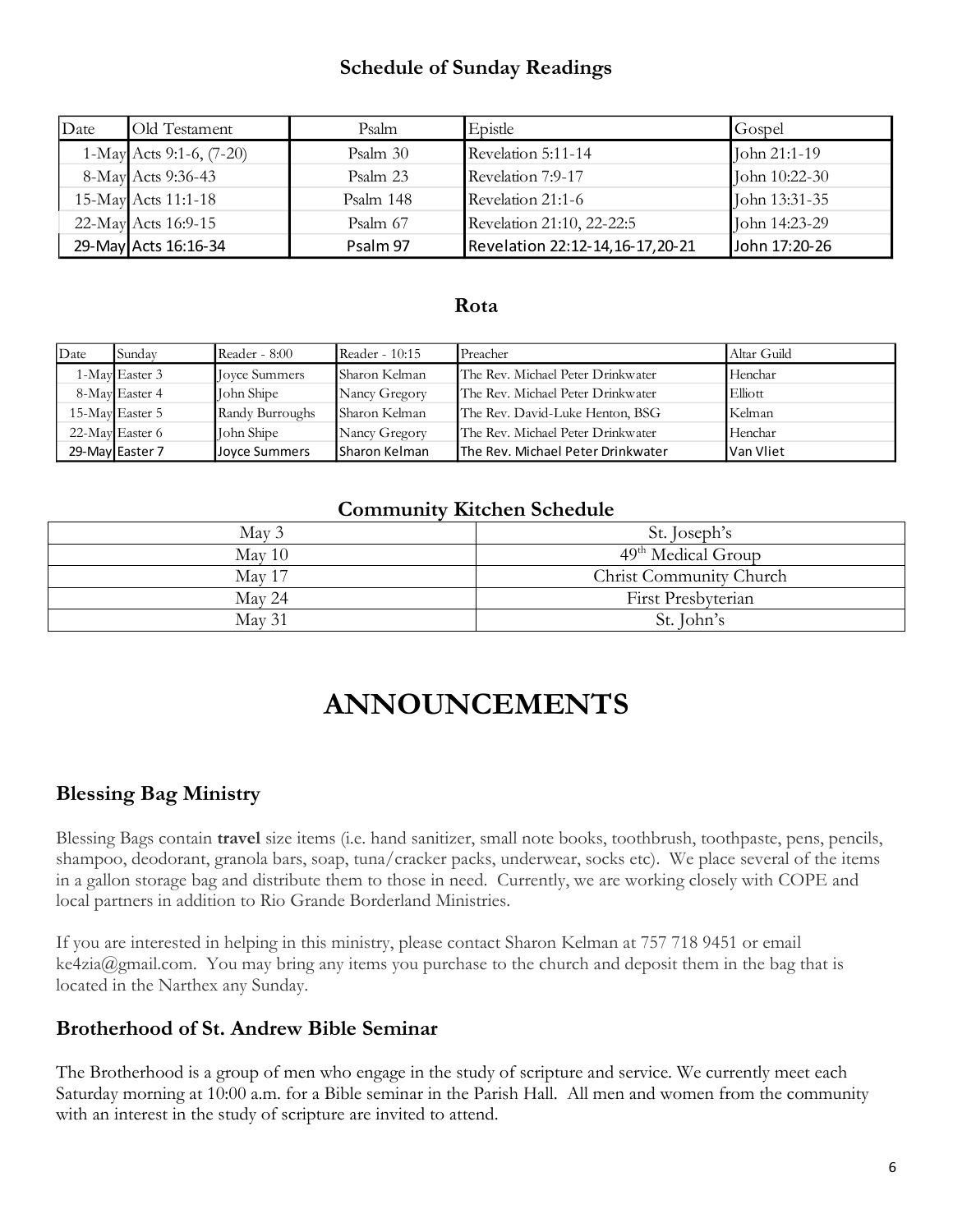### Schedule of Sunday Readings

| Date | Old Testament | Psalm | Epistle | Gospel |
|---|---|---|---|---|
| 1-May | Acts 9:1-6, (7-20) | Psalm 30 | Revelation 5:11-14 | John 21:1-19 |
| 8-May | Acts 9:36-43 | Psalm 23 | Revelation 7:9-17 | John 10:22-30 |
| 15-May | Acts 11:1-18 | Psalm 148 | Revelation 21:1-6 | John 13:31-35 |
| 22-May | Acts 16:9-15 | Psalm 67 | Revelation 21:10, 22-22:5 | John 14:23-29 |
| 29-May | Acts 16:16-34 | Psalm 97 | Revelation 22:12-14,16-17,20-21 | John 17:20-26 |

### Rota

| Date | Sunday | Reader - 8:00 | Reader - 10:15 | Preacher | Altar Guild |
|---|---|---|---|---|---|
| 1-May | Easter 3 | Joyce Summers | Sharon Kelman | The Rev. Michael Peter Drinkwater | Henchar |
| 8-May | Easter 4 | John Shipe | Nancy Gregory | The Rev. Michael Peter Drinkwater | Elliott |
| 15-May | Easter 5 | Randy Burroughs | Sharon Kelman | The Rev. David-Luke Henton, BSG | Kelman |
| 22-May | Easter 6 | John Shipe | Nancy Gregory | The Rev. Michael Peter Drinkwater | Henchar |
| 29-May | Easter 7 | Joyce Summers | Sharon Kelman | The Rev. Michael Peter Drinkwater | Van Vliet |

### Community Kitchen Schedule

| | |
|---|---|
| May 3 | St. Joseph's |
| May 10 | 49th Medical Group |
| May 17 | Christ Community Church |
| May 24 | First Presbyterian |
| May 31 | St. John's |

# ANNOUNCEMENTS

## Blessing Bag Ministry

Blessing Bags contain **travel** size items (i.e. hand sanitizer, small note books, toothbrush, toothpaste, pens, pencils, shampoo, deodorant, granola bars, soap, tuna/cracker packs, underwear, socks etc). We place several of the items in a gallon storage bag and distribute them to those in need. Currently, we are working closely with COPE and local partners in addition to Rio Grande Borderland Ministries.

If you are interested in helping in this ministry, please contact Sharon Kelman at 757 718 9451 or email ke4zia@gmail.com. You may bring any items you purchase to the church and deposit them in the bag that is located in the Narthex any Sunday.

## Brotherhood of St. Andrew Bible Seminar

The Brotherhood is a group of men who engage in the study of scripture and service. We currently meet each Saturday morning at 10:00 a.m. for a Bible seminar in the Parish Hall. All men and women from the community with an interest in the study of scripture are invited to attend.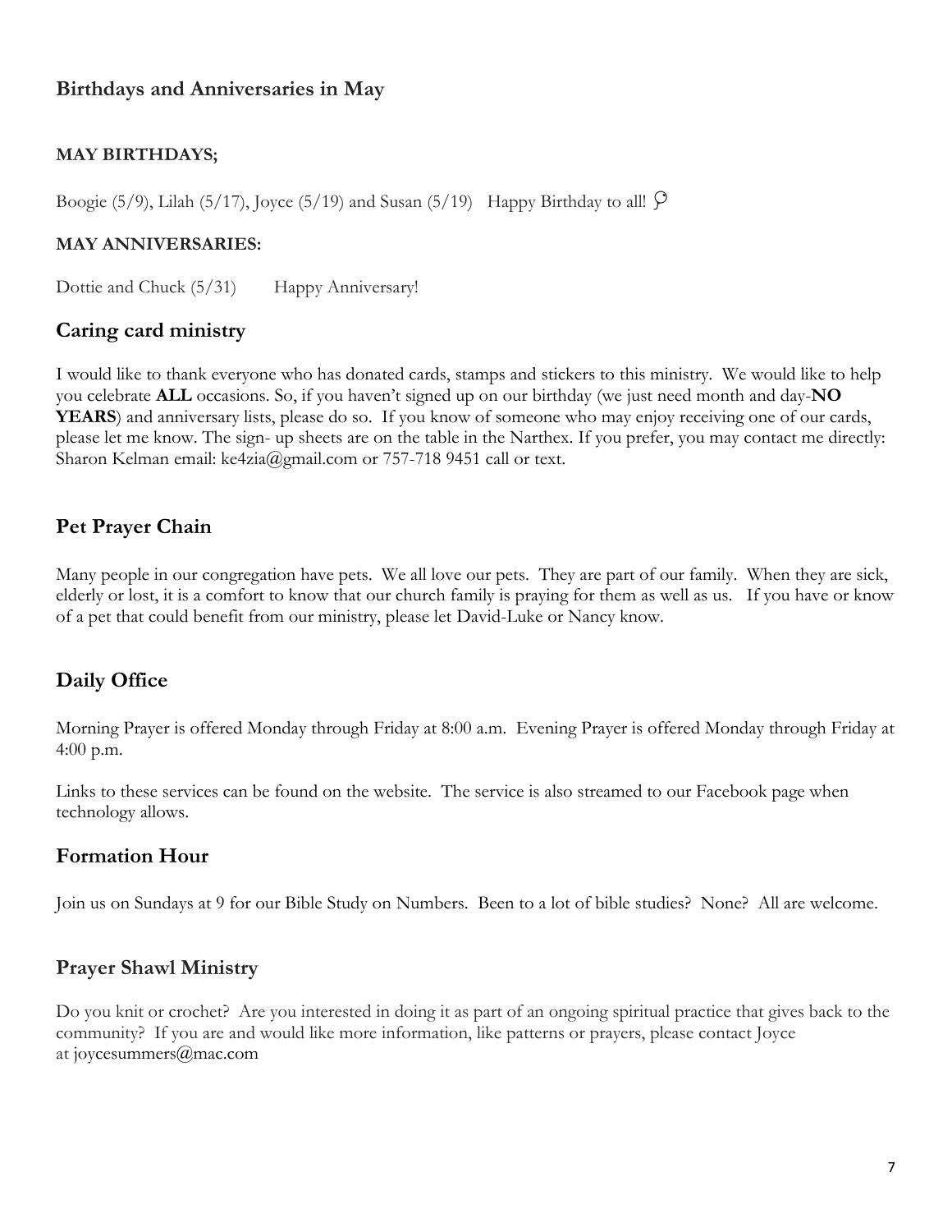## Birthdays and Anniversaries in May

**MAY BIRTHDAYS;**

Boogie (5/9), Lilah (5/17), Joyce (5/19) and Susan (5/19)   Happy Birthday to all!

**MAY ANNIVERSARIES:**

Dottie and Chuck (5/31)   Happy Anniversary!

## Caring card ministry

I would like to thank everyone who has donated cards, stamps and stickers to this ministry. We would like to help you celebrate **ALL** occasions. So, if you haven't signed up on our birthday (we just need month and day-**NO YEARS**) and anniversary lists, please do so. If you know of someone who may enjoy receiving one of our cards, please let me know. The sign- up sheets are on the table in the Narthex. If you prefer, you may contact me directly: Sharon Kelman email: ke4zia@gmail.com or 757-718 9451 call or text.

## Pet Prayer Chain

Many people in our congregation have pets. We all love our pets. They are part of our family. When they are sick, elderly or lost, it is a comfort to know that our church family is praying for them as well as us. If you have or know of a pet that could benefit from our ministry, please let David-Luke or Nancy know.

## Daily Office

Morning Prayer is offered Monday through Friday at 8:00 a.m. Evening Prayer is offered Monday through Friday at 4:00 p.m.

Links to these services can be found on the website. The service is also streamed to our Facebook page when technology allows.

## Formation Hour

Join us on Sundays at 9 for our Bible Study on Numbers. Been to a lot of bible studies? None? All are welcome.

## Prayer Shawl Ministry

Do you knit or crochet? Are you interested in doing it as part of an ongoing spiritual practice that gives back to the community? If you are and would like more information, like patterns or prayers, please contact Joyce at joycesummers@mac.com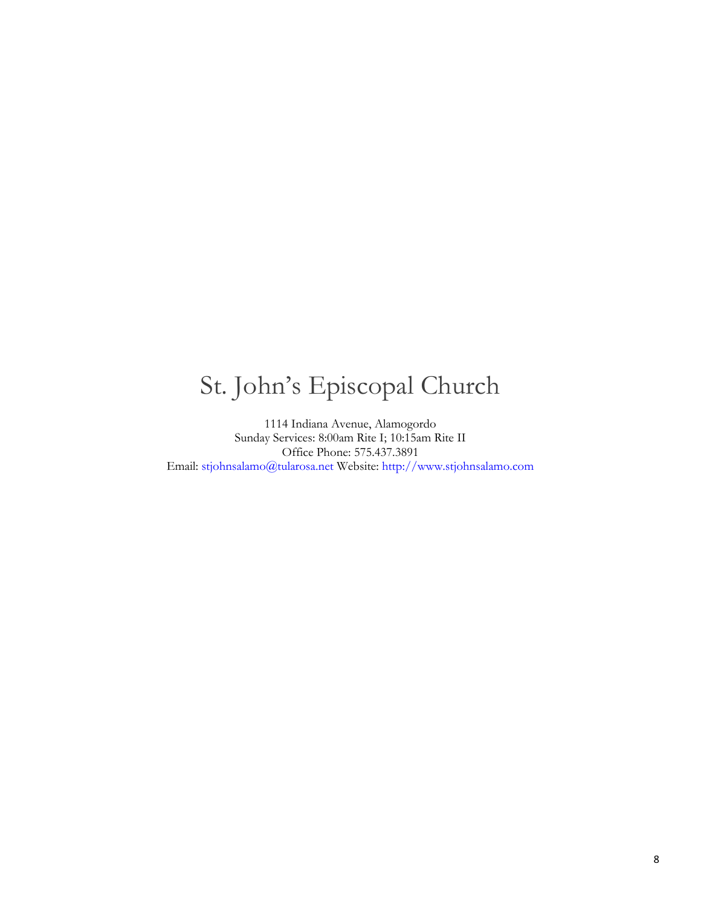# St. John's Episcopal Church

1114 Indiana Avenue, Alamogordo
Sunday Services: 8:00am Rite I; 10:15am Rite II
Office Phone: 575.437.3891
Email: stjohnsalamo@tularosa.net Website: http://www.stjohnsalamo.com